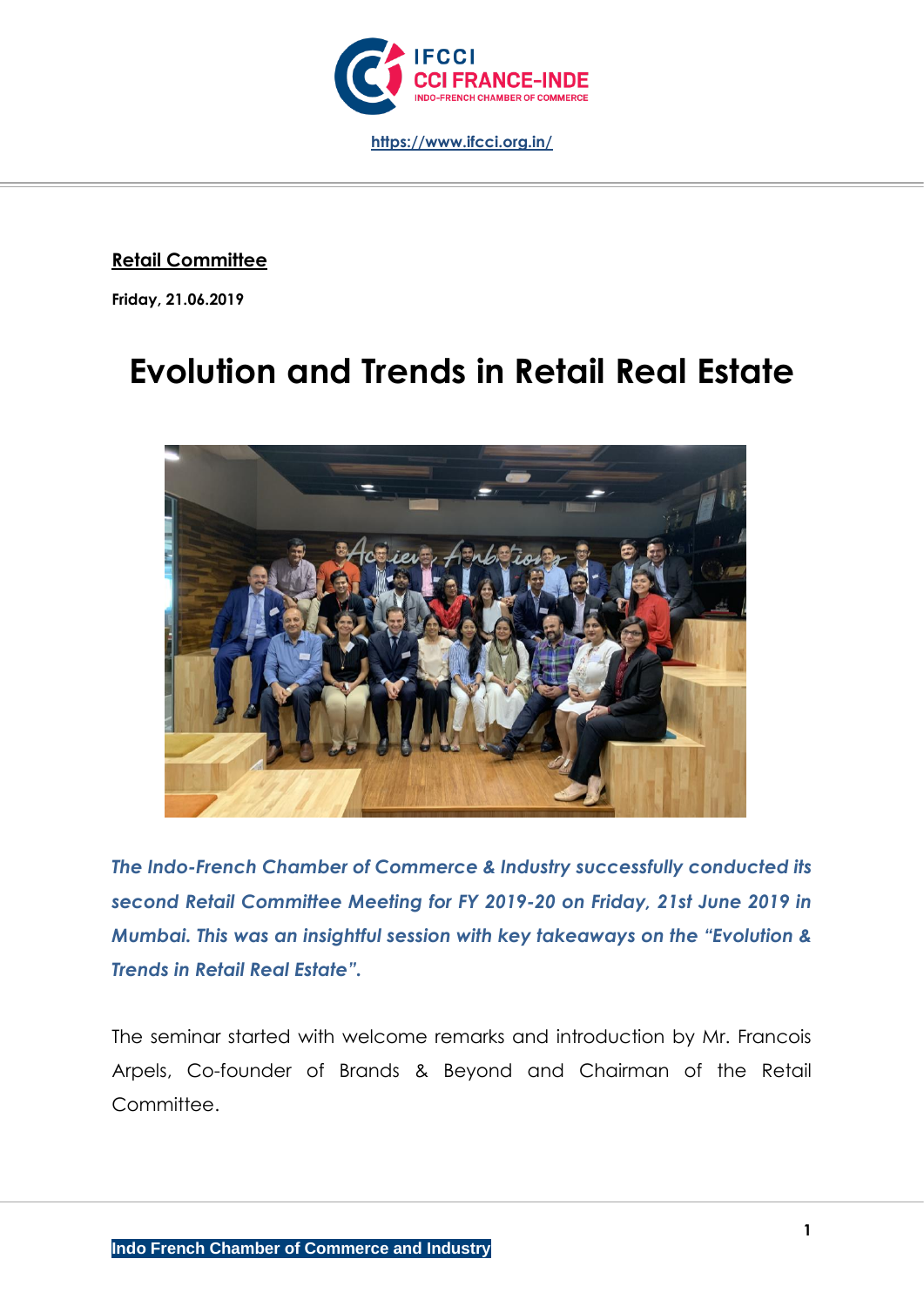IFCCI CCI FRANCE-INDE
INDO-FRENCH CHAMBER OF COMMERCE

https://www.ifcci.org.in/

**Retail Committee**

**Friday, 21.06.2019**

# Evolution and Trends in Retail Real Estate

***The Indo-French Chamber of Commerce & Industry successfully conducted its second Retail Committee Meeting for FY 2019-20 on Friday, 21st June 2019 in Mumbai. This was an insightful session with key takeaways on the "Evolution & Trends in Retail Real Estate".***

The seminar started with welcome remarks and introduction by Mr. Francois Arpels, Co-founder of Brands & Beyond and Chairman of the Retail Committee.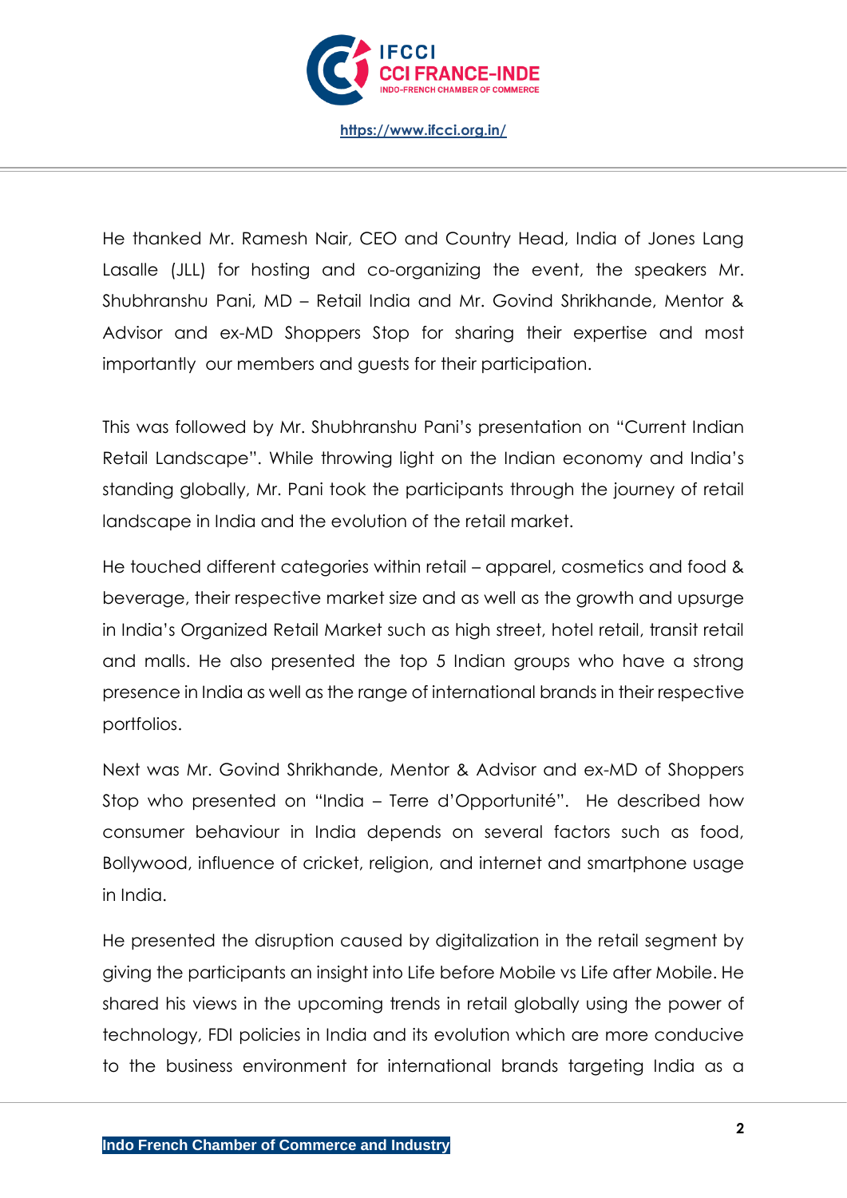He thanked Mr. Ramesh Nair, CEO and Country Head, India of Jones Lang Lasalle (JLL) for hosting and co-organizing the event, the speakers Mr. Shubhranshu Pani, MD – Retail India and Mr. Govind Shrikhande, Mentor & Advisor and ex-MD Shoppers Stop for sharing their expertise and most importantly our members and guests for their participation.

This was followed by Mr. Shubhranshu Pani's presentation on "Current Indian Retail Landscape". While throwing light on the Indian economy and India's standing globally, Mr. Pani took the participants through the journey of retail landscape in India and the evolution of the retail market.

He touched different categories within retail – apparel, cosmetics and food & beverage, their respective market size and as well as the growth and upsurge in India's Organized Retail Market such as high street, hotel retail, transit retail and malls. He also presented the top 5 Indian groups who have a strong presence in India as well as the range of international brands in their respective portfolios.

Next was Mr. Govind Shrikhande, Mentor & Advisor and ex-MD of Shoppers Stop who presented on "India – Terre d'Opportunité". He described how consumer behaviour in India depends on several factors such as food, Bollywood, influence of cricket, religion, and internet and smartphone usage in India.

He presented the disruption caused by digitalization in the retail segment by giving the participants an insight into Life before Mobile vs Life after Mobile. He shared his views in the upcoming trends in retail globally using the power of technology, FDI policies in India and its evolution which are more conducive to the business environment for international brands targeting India as a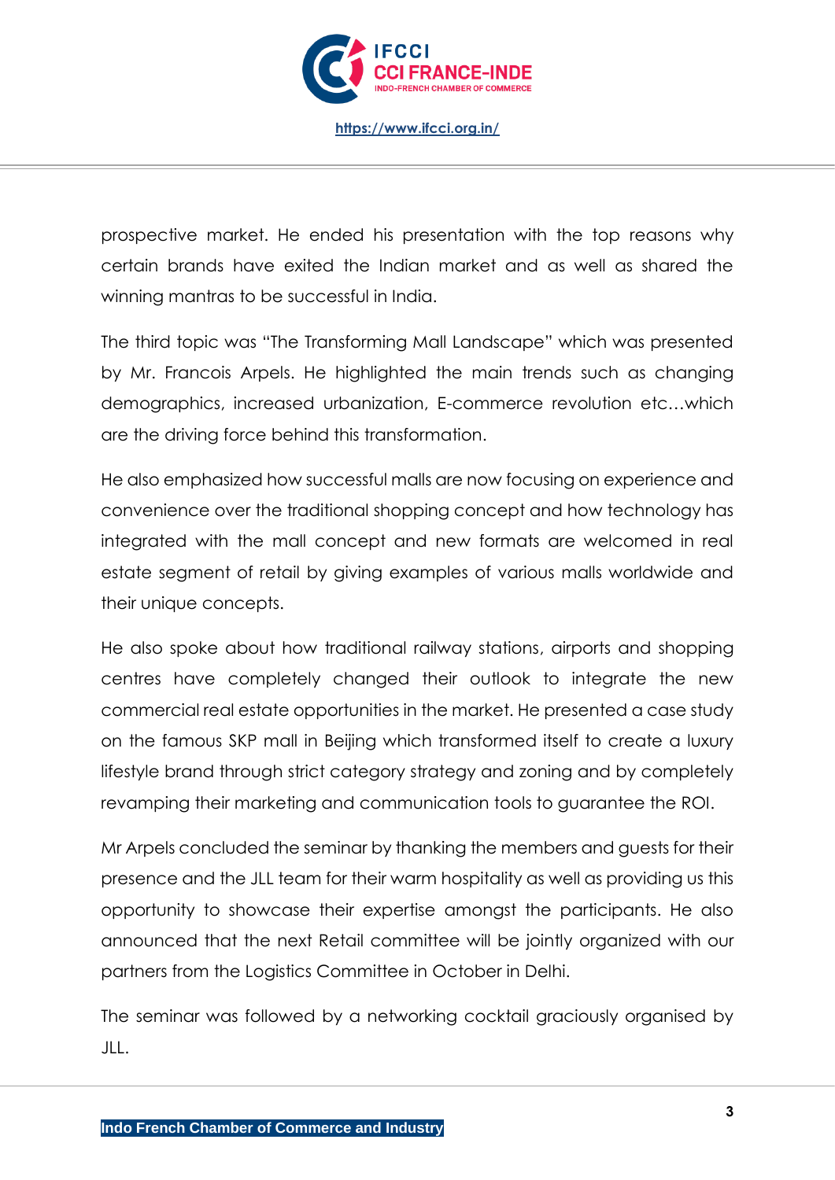prospective market. He ended his presentation with the top reasons why certain brands have exited the Indian market and as well as shared the winning mantras to be successful in India.

The third topic was "The Transforming Mall Landscape" which was presented by Mr. Francois Arpels. He highlighted the main trends such as changing demographics, increased urbanization, E-commerce revolution etc…which are the driving force behind this transformation.

He also emphasized how successful malls are now focusing on experience and convenience over the traditional shopping concept and how technology has integrated with the mall concept and new formats are welcomed in real estate segment of retail by giving examples of various malls worldwide and their unique concepts.

He also spoke about how traditional railway stations, airports and shopping centres have completely changed their outlook to integrate the new commercial real estate opportunities in the market. He presented a case study on the famous SKP mall in Beijing which transformed itself to create a luxury lifestyle brand through strict category strategy and zoning and by completely revamping their marketing and communication tools to guarantee the ROI.

Mr Arpels concluded the seminar by thanking the members and guests for their presence and the JLL team for their warm hospitality as well as providing us this opportunity to showcase their expertise amongst the participants. He also announced that the next Retail committee will be jointly organized with our partners from the Logistics Committee in October in Delhi.

The seminar was followed by a networking cocktail graciously organised by JLL.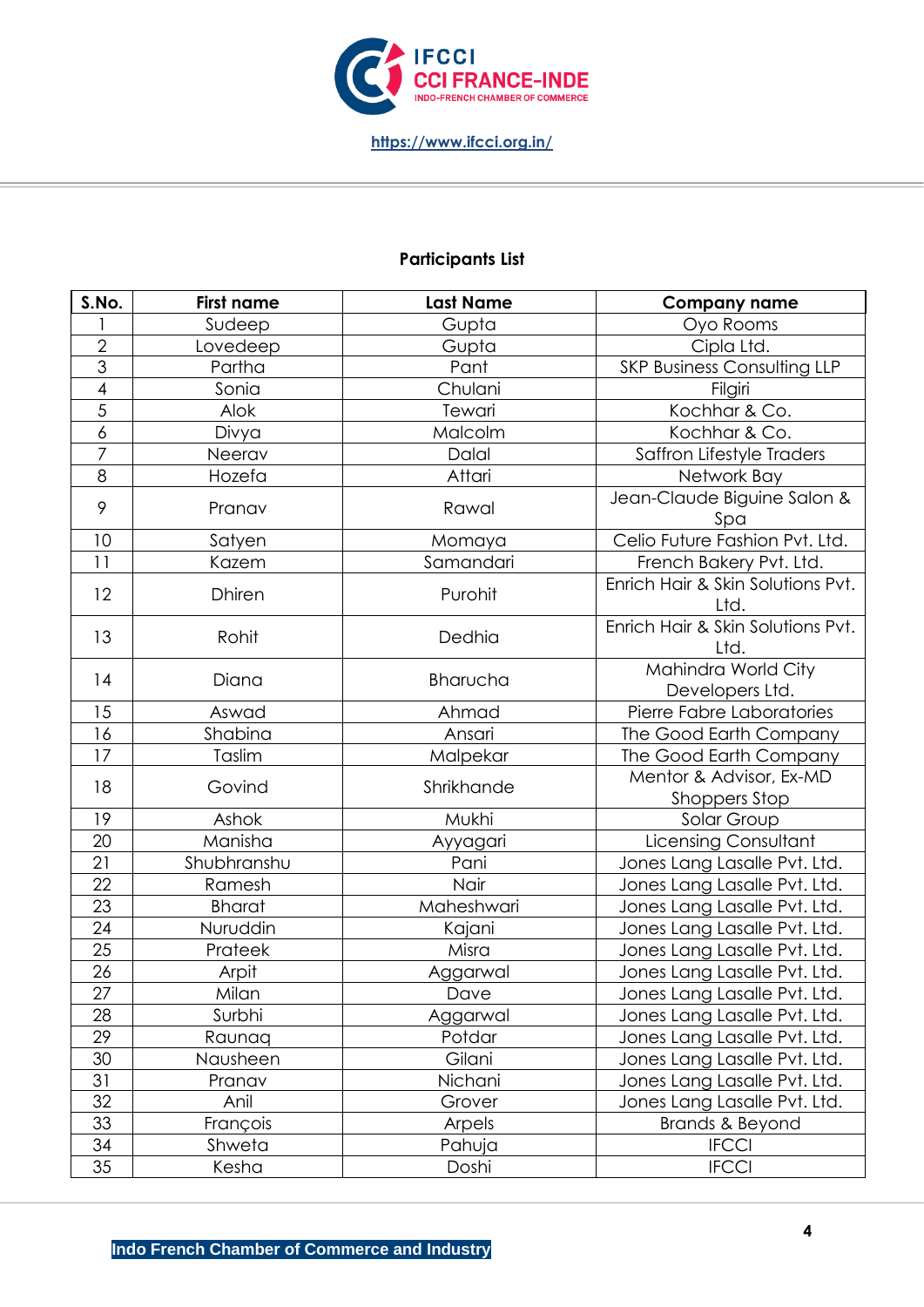**Participants List**

| S.No. | First name | Last Name | Company name |
|---|---|---|---|
| 1 | Sudeep | Gupta | Oyo Rooms |
| 2 | Lovedeep | Gupta | Cipla Ltd. |
| 3 | Partha | Pant | SKP Business Consulting LLP |
| 4 | Sonia | Chulani | Filgiri |
| 5 | Alok | Tewari | Kochhar & Co. |
| 6 | Divya | Malcolm | Kochhar & Co. |
| 7 | Neerav | Dalal | Saffron Lifestyle Traders |
| 8 | Hozefa | Attari | Network Bay |
| 9 | Pranav | Rawal | Jean-Claude Biguine Salon & Spa |
| 10 | Satyen | Momaya | Celio Future Fashion Pvt. Ltd. |
| 11 | Kazem | Samandari | French Bakery Pvt. Ltd. |
| 12 | Dhiren | Purohit | Enrich Hair & Skin Solutions Pvt. Ltd. |
| 13 | Rohit | Dedhia | Enrich Hair & Skin Solutions Pvt. Ltd. |
| 14 | Diana | Bharucha | Mahindra World City Developers Ltd. |
| 15 | Aswad | Ahmad | Pierre Fabre Laboratories |
| 16 | Shabina | Ansari | The Good Earth Company |
| 17 | Taslim | Malpekar | The Good Earth Company |
| 18 | Govind | Shrikhande | Mentor & Advisor, Ex-MD Shoppers Stop |
| 19 | Ashok | Mukhi | Solar Group |
| 20 | Manisha | Ayyagari | Licensing Consultant |
| 21 | Shubhranshu | Pani | Jones Lang Lasalle Pvt. Ltd. |
| 22 | Ramesh | Nair | Jones Lang Lasalle Pvt. Ltd. |
| 23 | Bharat | Maheshwari | Jones Lang Lasalle Pvt. Ltd. |
| 24 | Nuruddin | Kajani | Jones Lang Lasalle Pvt. Ltd. |
| 25 | Prateek | Misra | Jones Lang Lasalle Pvt. Ltd. |
| 26 | Arpit | Aggarwal | Jones Lang Lasalle Pvt. Ltd. |
| 27 | Milan | Dave | Jones Lang Lasalle Pvt. Ltd. |
| 28 | Surbhi | Aggarwal | Jones Lang Lasalle Pvt. Ltd. |
| 29 | Raunaq | Potdar | Jones Lang Lasalle Pvt. Ltd. |
| 30 | Nausheen | Gilani | Jones Lang Lasalle Pvt. Ltd. |
| 31 | Pranav | Nichani | Jones Lang Lasalle Pvt. Ltd. |
| 32 | Anil | Grover | Jones Lang Lasalle Pvt. Ltd. |
| 33 | François | Arpels | Brands & Beyond |
| 34 | Shweta | Pahuja | IFCCI |
| 35 | Kesha | Doshi | IFCCI |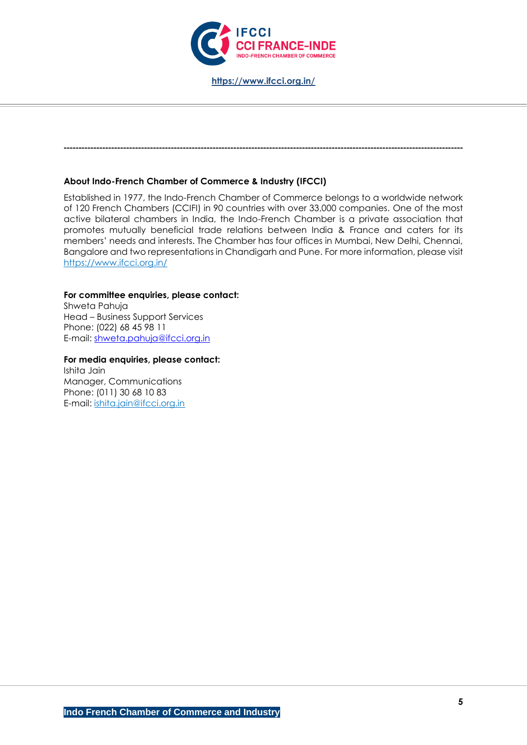---

**About Indo-French Chamber of Commerce & Industry (IFCCI)**

Established in 1977, the Indo-French Chamber of Commerce belongs to a worldwide network of 120 French Chambers (CCIFI) in 90 countries with over 33,000 companies. One of the most active bilateral chambers in India, the Indo-French Chamber is a private association that promotes mutually beneficial trade relations between India & France and caters for its members' needs and interests. The Chamber has four offices in Mumbai, New Delhi, Chennai, Bangalore and two representations in Chandigarh and Pune. For more information, please visit https://www.ifcci.org.in/

**For committee enquiries, please contact:**
Shweta Pahuja
Head – Business Support Services
Phone: (022) 68 45 98 11
E-mail: shweta.pahuja@ifcci.org.in

**For media enquiries, please contact:**
Ishita Jain
Manager, Communications
Phone: (011) 30 68 10 83
E-mail: ishita.jain@ifcci.org.in